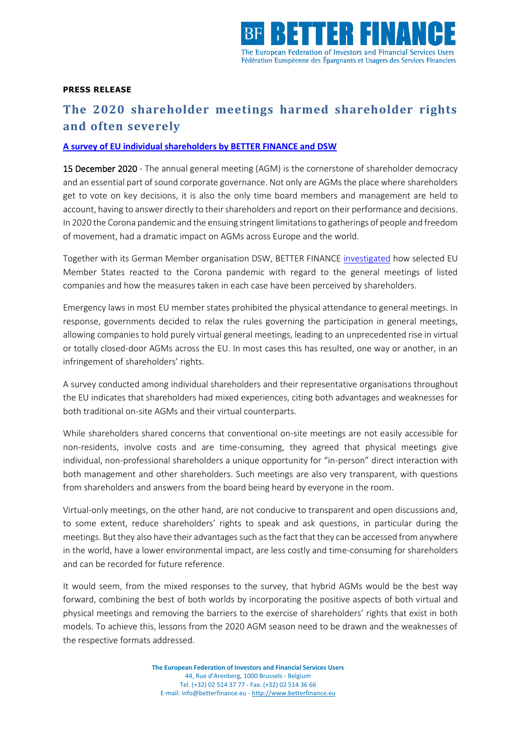**PRESS RELEASE**

# The 2020 shareholder meetings harmed shareholder rights and often severely

**A survey of EU individual shareholders by BETTER FINANCE and DSW**

15 December 2020 - The annual general meeting (AGM) is the cornerstone of shareholder democracy and an essential part of sound corporate governance. Not only are AGMs the place where shareholders get to vote on key decisions, it is also the only time board members and management are held to account, having to answer directly to their shareholders and report on their performance and decisions. In 2020 the Corona pandemic and the ensuing stringent limitations to gatherings of people and freedom of movement, had a dramatic impact on AGMs across Europe and the world.

Together with its German Member organisation DSW, BETTER FINANCE investigated how selected EU Member States reacted to the Corona pandemic with regard to the general meetings of listed companies and how the measures taken in each case have been perceived by shareholders.

Emergency laws in most EU member states prohibited the physical attendance to general meetings. In response, governments decided to relax the rules governing the participation in general meetings, allowing companies to hold purely virtual general meetings, leading to an unprecedented rise in virtual or totally closed-door AGMs across the EU. In most cases this has resulted, one way or another, in an infringement of shareholders' rights.

A survey conducted among individual shareholders and their representative organisations throughout the EU indicates that shareholders had mixed experiences, citing both advantages and weaknesses for both traditional on-site AGMs and their virtual counterparts.

While shareholders shared concerns that conventional on-site meetings are not easily accessible for non-residents, involve costs and are time-consuming, they agreed that physical meetings give individual, non-professional shareholders a unique opportunity for "in-person" direct interaction with both management and other shareholders. Such meetings are also very transparent, with questions from shareholders and answers from the board being heard by everyone in the room.

Virtual-only meetings, on the other hand, are not conducive to transparent and open discussions and, to some extent, reduce shareholders' rights to speak and ask questions, in particular during the meetings. But they also have their advantages such as the fact that they can be accessed from anywhere in the world, have a lower environmental impact, are less costly and time-consuming for shareholders and can be recorded for future reference.

It would seem, from the mixed responses to the survey, that hybrid AGMs would be the best way forward, combining the best of both worlds by incorporating the positive aspects of both virtual and physical meetings and removing the barriers to the exercise of shareholders' rights that exist in both models. To achieve this, lessons from the 2020 AGM season need to be drawn and the weaknesses of the respective formats addressed.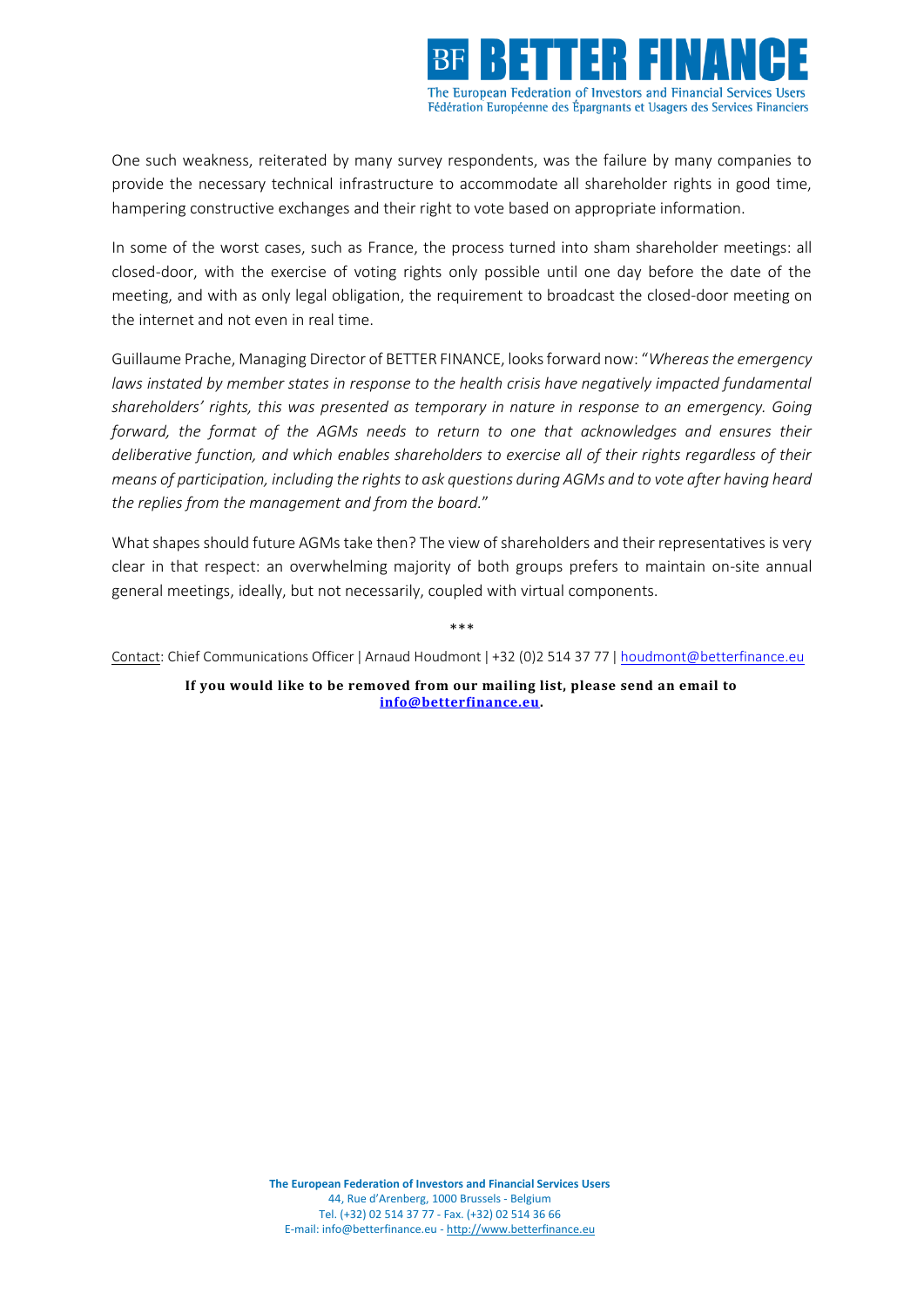One such weakness, reiterated by many survey respondents, was the failure by many companies to provide the necessary technical infrastructure to accommodate all shareholder rights in good time, hampering constructive exchanges and their right to vote based on appropriate information.

In some of the worst cases, such as France, the process turned into sham shareholder meetings: all closed-door, with the exercise of voting rights only possible until one day before the date of the meeting, and with as only legal obligation, the requirement to broadcast the closed-door meeting on the internet and not even in real time.

Guillaume Prache, Managing Director of BETTER FINANCE, looks forward now: "*Whereas the emergency laws instated by member states in response to the health crisis have negatively impacted fundamental shareholders' rights, this was presented as temporary in nature in response to an emergency. Going forward, the format of the AGMs needs to return to one that acknowledges and ensures their deliberative function, and which enables shareholders to exercise all of their rights regardless of their means of participation, including the rights to ask questions during AGMs and to vote after having heard the replies from the management and from the board.*"

What shapes should future AGMs take then? The view of shareholders and their representatives is very clear in that respect: an overwhelming majority of both groups prefers to maintain on-site annual general meetings, ideally, but not necessarily, coupled with virtual components.

***

Contact: Chief Communications Officer | Arnaud Houdmont | +32 (0)2 514 37 77 | houdmont@betterfinance.eu

**If you would like to be removed from our mailing list, please send an email to info@betterfinance.eu.**